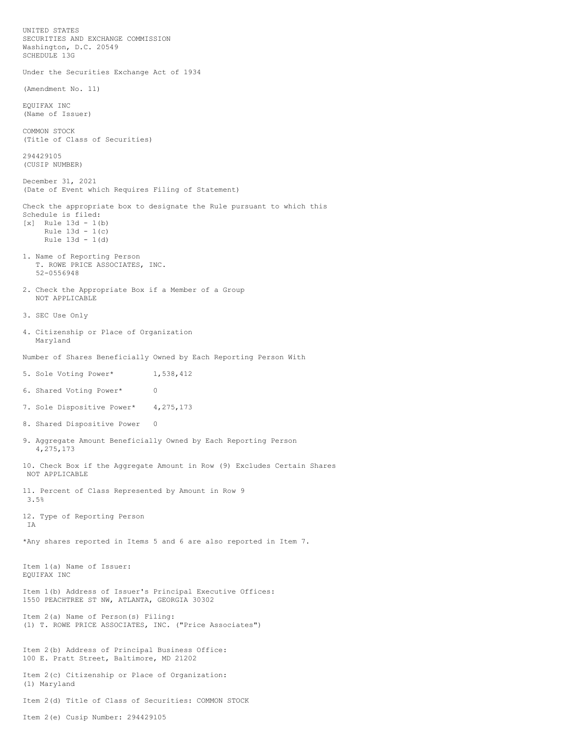UNITED STATES
SECURITIES AND EXCHANGE COMMISSION
Washington, D.C. 20549
SCHEDULE 13G

Under the Securities Exchange Act of 1934

(Amendment No. 11)

EQUIFAX INC
(Name of Issuer)

COMMON STOCK
(Title of Class of Securities)

294429105
(CUSIP NUMBER)

December 31, 2021
(Date of Event which Requires Filing of Statement)

Check the appropriate box to designate the Rule pursuant to which this Schedule is filed:
[x] Rule 13d - 1(b)
Rule 13d - 1(c)
Rule 13d - 1(d)

1. Name of Reporting Person
   T. ROWE PRICE ASSOCIATES, INC.
   52-0556948

2. Check the Appropriate Box if a Member of a Group
   NOT APPLICABLE

3. SEC Use Only

4. Citizenship or Place of Organization
   Maryland

Number of Shares Beneficially Owned by Each Reporting Person With

5. Sole Voting Power* 1,538,412

6. Shared Voting Power* 0

7. Sole Dispositive Power* 4,275,173

8. Shared Dispositive Power 0

9. Aggregate Amount Beneficially Owned by Each Reporting Person
   4,275,173

10. Check Box if the Aggregate Amount in Row (9) Excludes Certain Shares
    NOT APPLICABLE

11. Percent of Class Represented by Amount in Row 9
    3.5%

12. Type of Reporting Person
    IA

*Any shares reported in Items 5 and 6 are also reported in Item 7.

Item 1(a) Name of Issuer:
EQUIFAX INC

Item 1(b) Address of Issuer's Principal Executive Offices:
1550 PEACHTREE ST NW, ATLANTA, GEORGIA 30302

Item 2(a) Name of Person(s) Filing:
(1) T. ROWE PRICE ASSOCIATES, INC. ("Price Associates")

Item 2(b) Address of Principal Business Office:
100 E. Pratt Street, Baltimore, MD 21202

Item 2(c) Citizenship or Place of Organization:
(1) Maryland

Item 2(d) Title of Class of Securities: COMMON STOCK

Item 2(e) Cusip Number: 294429105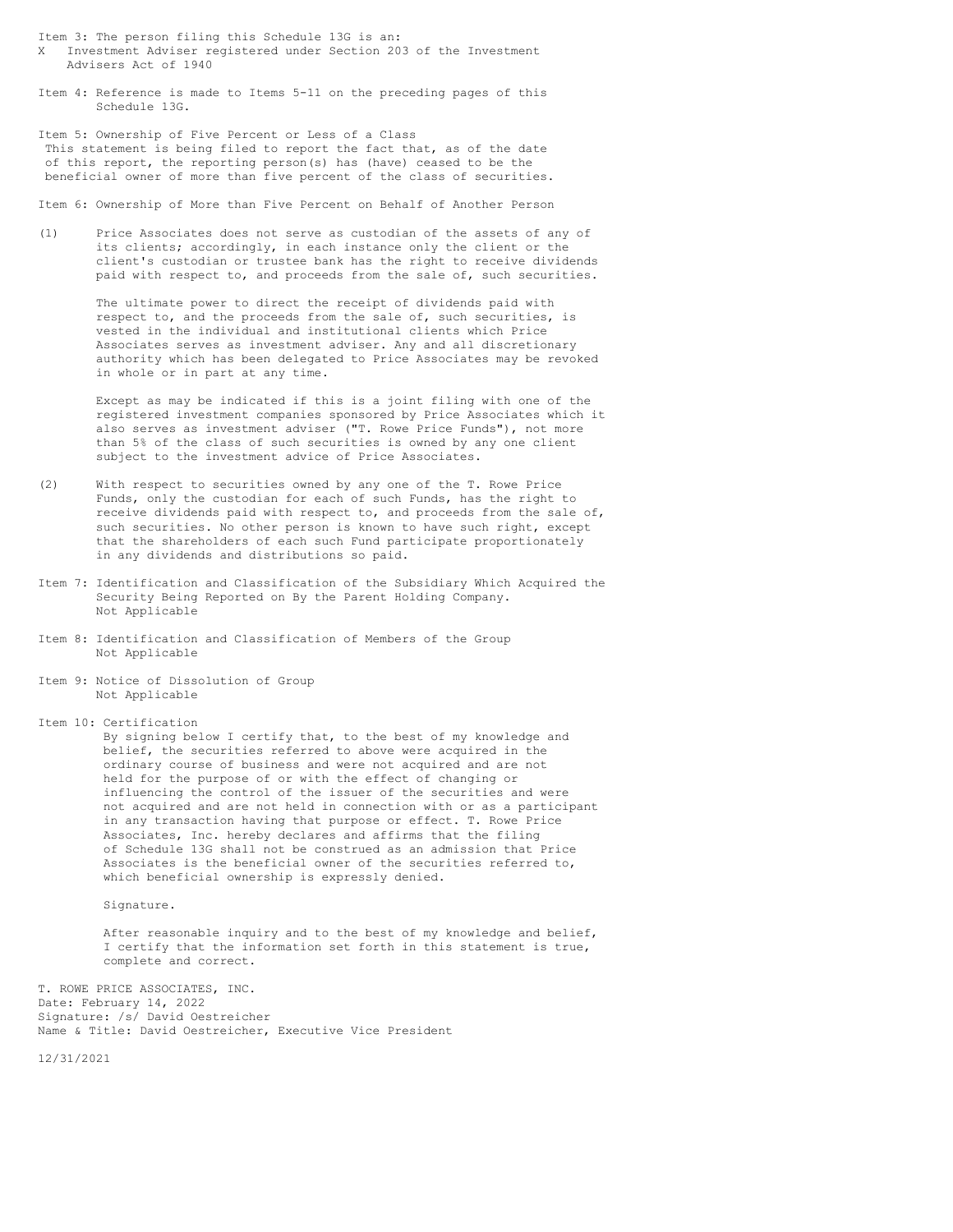Item 3: The person filing this Schedule 13G is an:
X Investment Adviser registered under Section 203 of the Investment Advisers Act of 1940

Item 4: Reference is made to Items 5-11 on the preceding pages of this Schedule 13G.

Item 5: Ownership of Five Percent or Less of a Class
This statement is being filed to report the fact that, as of the date of this report, the reporting person(s) has (have) ceased to be the beneficial owner of more than five percent of the class of securities.

Item 6: Ownership of More than Five Percent on Behalf of Another Person

(1) Price Associates does not serve as custodian of the assets of any of its clients; accordingly, in each instance only the client or the client's custodian or trustee bank has the right to receive dividends paid with respect to, and proceeds from the sale of, such securities.

The ultimate power to direct the receipt of dividends paid with respect to, and the proceeds from the sale of, such securities, is vested in the individual and institutional clients which Price Associates serves as investment adviser. Any and all discretionary authority which has been delegated to Price Associates may be revoked in whole or in part at any time.

Except as may be indicated if this is a joint filing with one of the registered investment companies sponsored by Price Associates which it also serves as investment adviser ("T. Rowe Price Funds"), not more than 5% of the class of such securities is owned by any one client subject to the investment advice of Price Associates.

(2) With respect to securities owned by any one of the T. Rowe Price Funds, only the custodian for each of such Funds, has the right to receive dividends paid with respect to, and proceeds from the sale of, such securities. No other person is known to have such right, except that the shareholders of each such Fund participate proportionately in any dividends and distributions so paid.

Item 7: Identification and Classification of the Subsidiary Which Acquired the Security Being Reported on By the Parent Holding Company.
Not Applicable

Item 8: Identification and Classification of Members of the Group
Not Applicable

Item 9: Notice of Dissolution of Group
Not Applicable

Item 10: Certification
By signing below I certify that, to the best of my knowledge and belief, the securities referred to above were acquired in the ordinary course of business and were not acquired and are not held for the purpose of or with the effect of changing or influencing the control of the issuer of the securities and were not acquired and are not held in connection with or as a participant in any transaction having that purpose or effect. T. Rowe Price Associates, Inc. hereby declares and affirms that the filing of Schedule 13G shall not be construed as an admission that Price Associates is the beneficial owner of the securities referred to, which beneficial ownership is expressly denied.

Signature.

After reasonable inquiry and to the best of my knowledge and belief, I certify that the information set forth in this statement is true, complete and correct.

T. ROWE PRICE ASSOCIATES, INC.
Date: February 14, 2022
Signature: /s/ David Oestreicher
Name & Title: David Oestreicher, Executive Vice President

12/31/2021